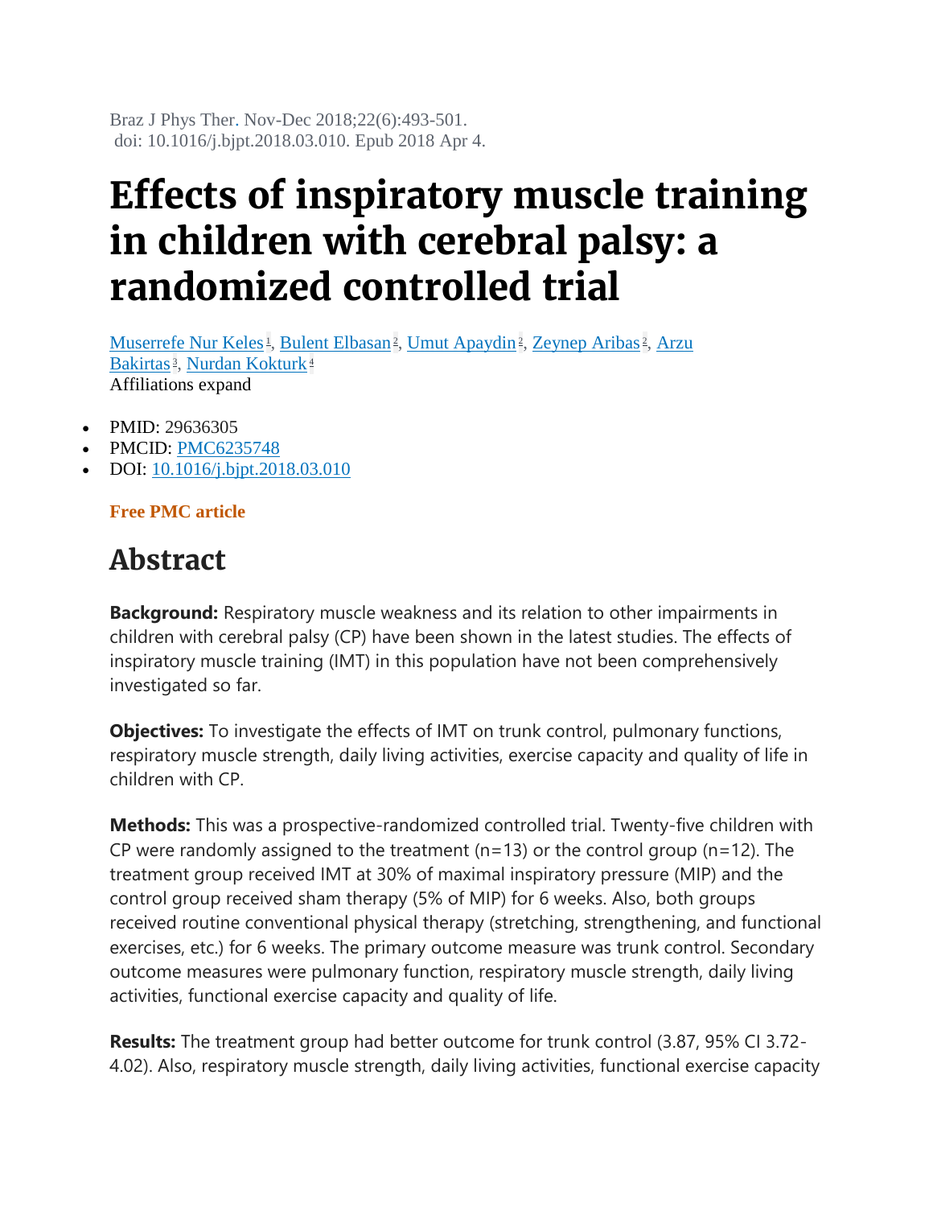Braz J Phys Ther. Nov-Dec 2018;22(6):493-501.
doi: 10.1016/j.bjpt.2018.03.010. Epub 2018 Apr 4.

# Effects of inspiratory muscle training in children with cerebral palsy: a randomized controlled trial

Muserrefe Nur Keles[1], Bulent Elbasan[2], Umut Apaydin[2], Zeynep Aribas[2], Arzu Bakirtas[3], Nurdan Kokturk[4]

Affiliations expand

- PMID: 29636305
- PMCID: PMC6235748
- DOI: 10.1016/j.bjpt.2018.03.010

**Free PMC article**

## Abstract

**Background:** Respiratory muscle weakness and its relation to other impairments in children with cerebral palsy (CP) have been shown in the latest studies. The effects of inspiratory muscle training (IMT) in this population have not been comprehensively investigated so far.

**Objectives:** To investigate the effects of IMT on trunk control, pulmonary functions, respiratory muscle strength, daily living activities, exercise capacity and quality of life in children with CP.

**Methods:** This was a prospective-randomized controlled trial. Twenty-five children with CP were randomly assigned to the treatment (n=13) or the control group (n=12). The treatment group received IMT at 30% of maximal inspiratory pressure (MIP) and the control group received sham therapy (5% of MIP) for 6 weeks. Also, both groups received routine conventional physical therapy (stretching, strengthening, and functional exercises, etc.) for 6 weeks. The primary outcome measure was trunk control. Secondary outcome measures were pulmonary function, respiratory muscle strength, daily living activities, functional exercise capacity and quality of life.

**Results:** The treatment group had better outcome for trunk control (3.87, 95% CI 3.72-4.02). Also, respiratory muscle strength, daily living activities, functional exercise capacity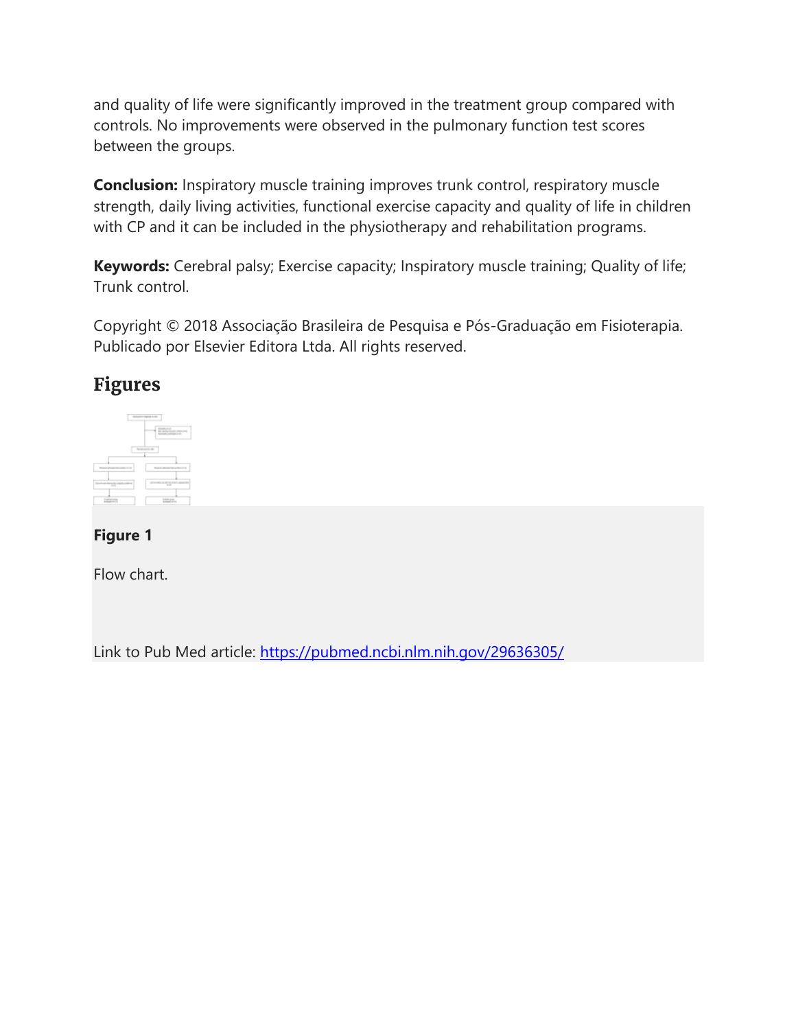and quality of life were significantly improved in the treatment group compared with controls. No improvements were observed in the pulmonary function test scores between the groups.

**Conclusion:** Inspiratory muscle training improves trunk control, respiratory muscle strength, daily living activities, functional exercise capacity and quality of life in children with CP and it can be included in the physiotherapy and rehabilitation programs.

**Keywords:** Cerebral palsy; Exercise capacity; Inspiratory muscle training; Quality of life; Trunk control.

Copyright © 2018 Associação Brasileira de Pesquisa e Pós-Graduação em Fisioterapia. Publicado por Elsevier Editora Ltda. All rights reserved.

## Figures

**Figure 1**

Flow chart.

Link to Pub Med article: https://pubmed.ncbi.nlm.nih.gov/29636305/